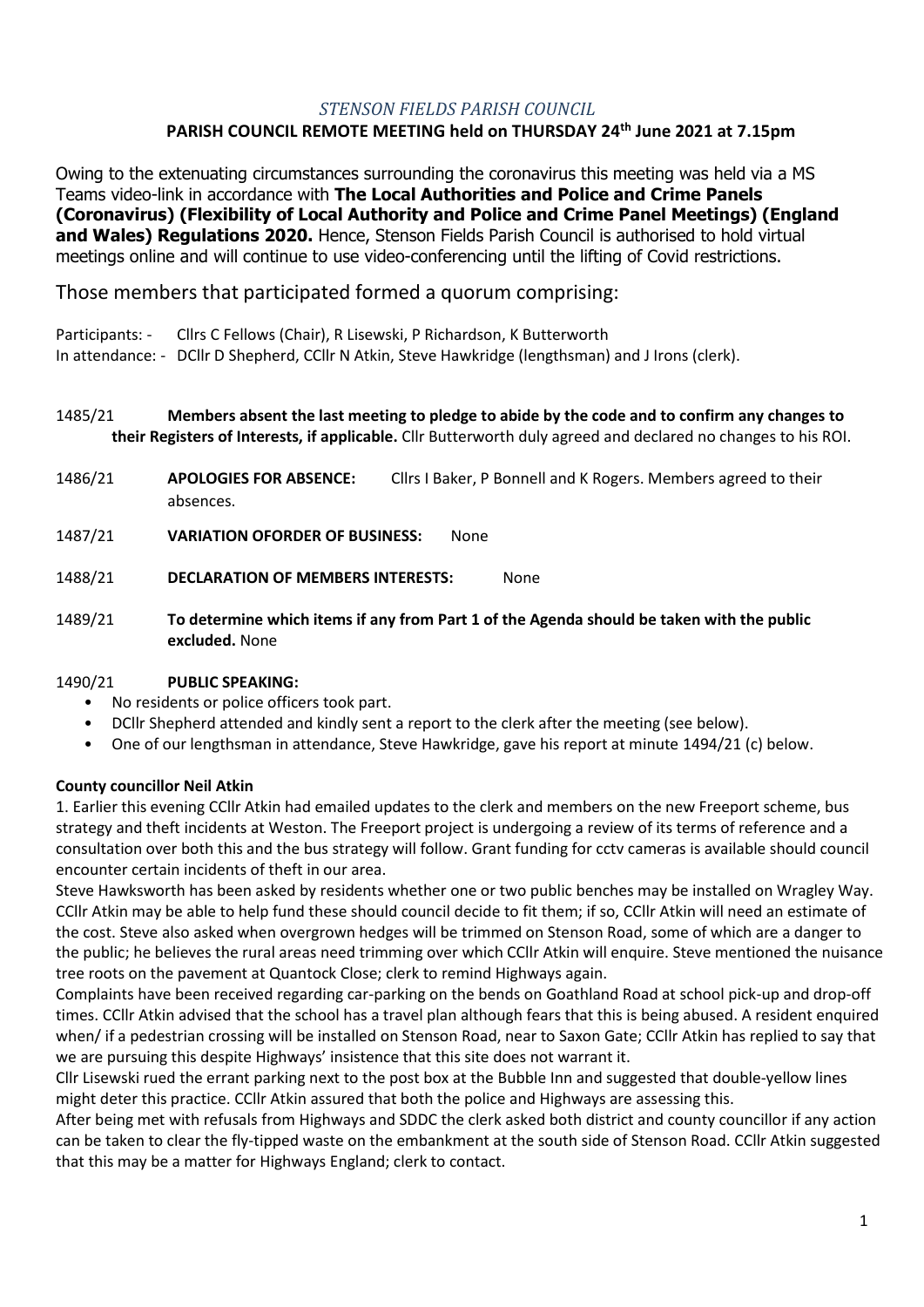*STENSON FIELDS PARISH COUNCIL*

**PARISH COUNCIL REMOTE MEETING held on THURSDAY 24th June 2021 at 7.15pm**

Owing to the extenuating circumstances surrounding the coronavirus this meeting was held via a MS Teams video-link in accordance with **The Local Authorities and Police and Crime Panels (Coronavirus) (Flexibility of Local Authority and Police and Crime Panel Meetings) (England and Wales) Regulations 2020.** Hence, Stenson Fields Parish Council is authorised to hold virtual meetings online and will continue to use video-conferencing until the lifting of Covid restrictions.

Those members that participated formed a quorum comprising:

Participants: - Cllrs C Fellows (Chair), R Lisewski, P Richardson, K Butterworth
In attendance: - DCllr D Shepherd, CCllr N Atkin, Steve Hawkridge (lengthsman) and J Irons (clerk).

1485/21 **Members absent the last meeting to pledge to abide by the code and to confirm any changes to their Registers of Interests, if applicable.** Cllr Butterworth duly agreed and declared no changes to his ROI.

1486/21 **APOLOGIES FOR ABSENCE:** Cllrs I Baker, P Bonnell and K Rogers. Members agreed to their absences.

1487/21 **VARIATION OFORDER OF BUSINESS:** None

1488/21 **DECLARATION OF MEMBERS INTERESTS:** None

1489/21 **To determine which items if any from Part 1 of the Agenda should be taken with the public excluded.** None

1490/21 **PUBLIC SPEAKING:**

- No residents or police officers took part.
- DCllr Shepherd attended and kindly sent a report to the clerk after the meeting (see below).
- One of our lengthsman in attendance, Steve Hawkridge, gave his report at minute 1494/21 (c) below.

**County councillor Neil Atkin**

1. Earlier this evening CCllr Atkin had emailed updates to the clerk and members on the new Freeport scheme, bus strategy and theft incidents at Weston. The Freeport project is undergoing a review of its terms of reference and a consultation over both this and the bus strategy will follow. Grant funding for cctv cameras is available should council encounter certain incidents of theft in our area.

Steve Hawksworth has been asked by residents whether one or two public benches may be installed on Wragley Way. CCllr Atkin may be able to help fund these should council decide to fit them; if so, CCllr Atkin will need an estimate of the cost. Steve also asked when overgrown hedges will be trimmed on Stenson Road, some of which are a danger to the public; he believes the rural areas need trimming over which CCllr Atkin will enquire. Steve mentioned the nuisance tree roots on the pavement at Quantock Close; clerk to remind Highways again.

Complaints have been received regarding car-parking on the bends on Goathland Road at school pick-up and drop-off times. CCllr Atkin advised that the school has a travel plan although fears that this is being abused. A resident enquired when/ if a pedestrian crossing will be installed on Stenson Road, near to Saxon Gate; CCllr Atkin has replied to say that we are pursuing this despite Highways' insistence that this site does not warrant it.

Cllr Lisewski rued the errant parking next to the post box at the Bubble Inn and suggested that double-yellow lines might deter this practice. CCllr Atkin assured that both the police and Highways are assessing this.

After being met with refusals from Highways and SDDC the clerk asked both district and county councillor if any action can be taken to clear the fly-tipped waste on the embankment at the south side of Stenson Road. CCllr Atkin suggested that this may be a matter for Highways England; clerk to contact.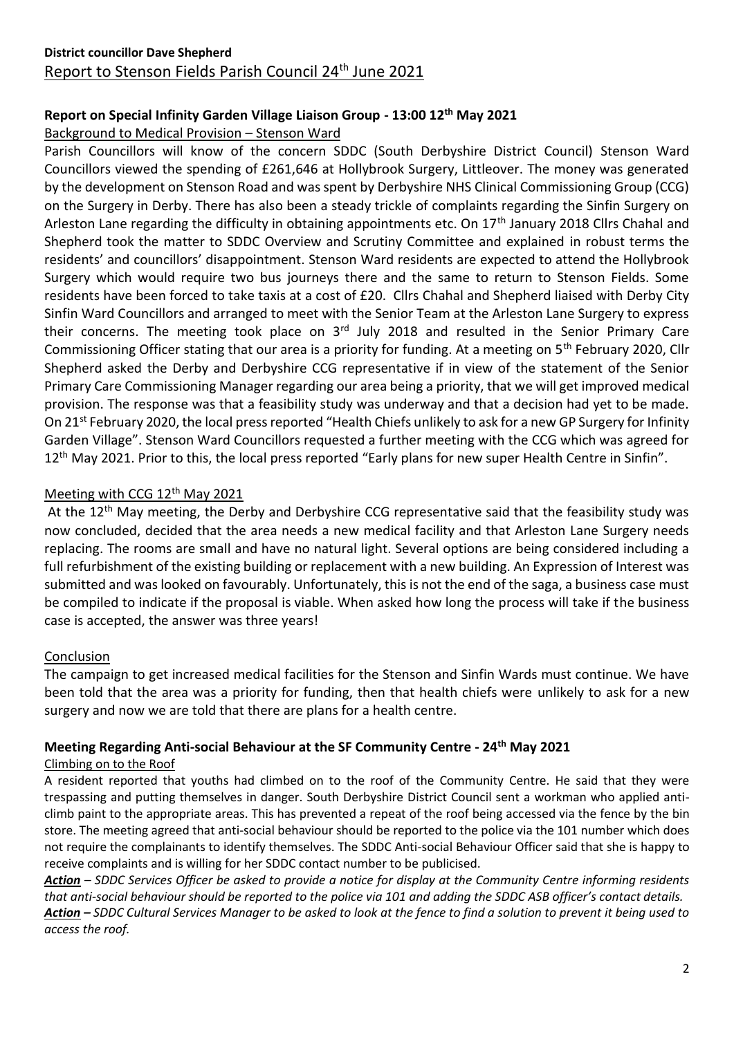**District councillor Dave Shepherd**

## Report to Stenson Fields Parish Council 24th June 2021

### Report on Special Infinity Garden Village Liaison Group - 13:00 12th May 2021

Background to Medical Provision – Stenson Ward

Parish Councillors will know of the concern SDDC (South Derbyshire District Council) Stenson Ward Councillors viewed the spending of £261,646 at Hollybrook Surgery, Littleover. The money was generated by the development on Stenson Road and was spent by Derbyshire NHS Clinical Commissioning Group (CCG) on the Surgery in Derby. There has also been a steady trickle of complaints regarding the Sinfin Surgery on Arleston Lane regarding the difficulty in obtaining appointments etc. On 17th January 2018 Cllrs Chahal and Shepherd took the matter to SDDC Overview and Scrutiny Committee and explained in robust terms the residents' and councillors' disappointment. Stenson Ward residents are expected to attend the Hollybrook Surgery which would require two bus journeys there and the same to return to Stenson Fields. Some residents have been forced to take taxis at a cost of £20. Cllrs Chahal and Shepherd liaised with Derby City Sinfin Ward Councillors and arranged to meet with the Senior Team at the Arleston Lane Surgery to express their concerns. The meeting took place on 3rd July 2018 and resulted in the Senior Primary Care Commissioning Officer stating that our area is a priority for funding. At a meeting on 5th February 2020, Cllr Shepherd asked the Derby and Derbyshire CCG representative if in view of the statement of the Senior Primary Care Commissioning Manager regarding our area being a priority, that we will get improved medical provision. The response was that a feasibility study was underway and that a decision had yet to be made. On 21st February 2020, the local press reported "Health Chiefs unlikely to ask for a new GP Surgery for Infinity Garden Village". Stenson Ward Councillors requested a further meeting with the CCG which was agreed for 12th May 2021. Prior to this, the local press reported "Early plans for new super Health Centre in Sinfin".

Meeting with CCG 12th May 2021

At the 12th May meeting, the Derby and Derbyshire CCG representative said that the feasibility study was now concluded, decided that the area needs a new medical facility and that Arleston Lane Surgery needs replacing. The rooms are small and have no natural light. Several options are being considered including a full refurbishment of the existing building or replacement with a new building. An Expression of Interest was submitted and was looked on favourably. Unfortunately, this is not the end of the saga, a business case must be compiled to indicate if the proposal is viable. When asked how long the process will take if the business case is accepted, the answer was three years!

Conclusion

The campaign to get increased medical facilities for the Stenson and Sinfin Wards must continue. We have been told that the area was a priority for funding, then that health chiefs were unlikely to ask for a new surgery and now we are told that there are plans for a health centre.

### Meeting Regarding Anti-social Behaviour at the SF Community Centre - 24th May 2021

Climbing on to the Roof

A resident reported that youths had climbed on to the roof of the Community Centre. He said that they were trespassing and putting themselves in danger. South Derbyshire District Council sent a workman who applied anti-climb paint to the appropriate areas. This has prevented a repeat of the roof being accessed via the fence by the bin store. The meeting agreed that anti-social behaviour should be reported to the police via the 101 number which does not require the complainants to identify themselves. The SDDC Anti-social Behaviour Officer said that she is happy to receive complaints and is willing for her SDDC contact number to be publicised.

***Action*** *– SDDC Services Officer be asked to provide a notice for display at the Community Centre informing residents that anti-social behaviour should be reported to the police via 101 and adding the SDDC ASB officer's contact details.*

***Action*** *– SDDC Cultural Services Manager to be asked to look at the fence to find a solution to prevent it being used to access the roof.*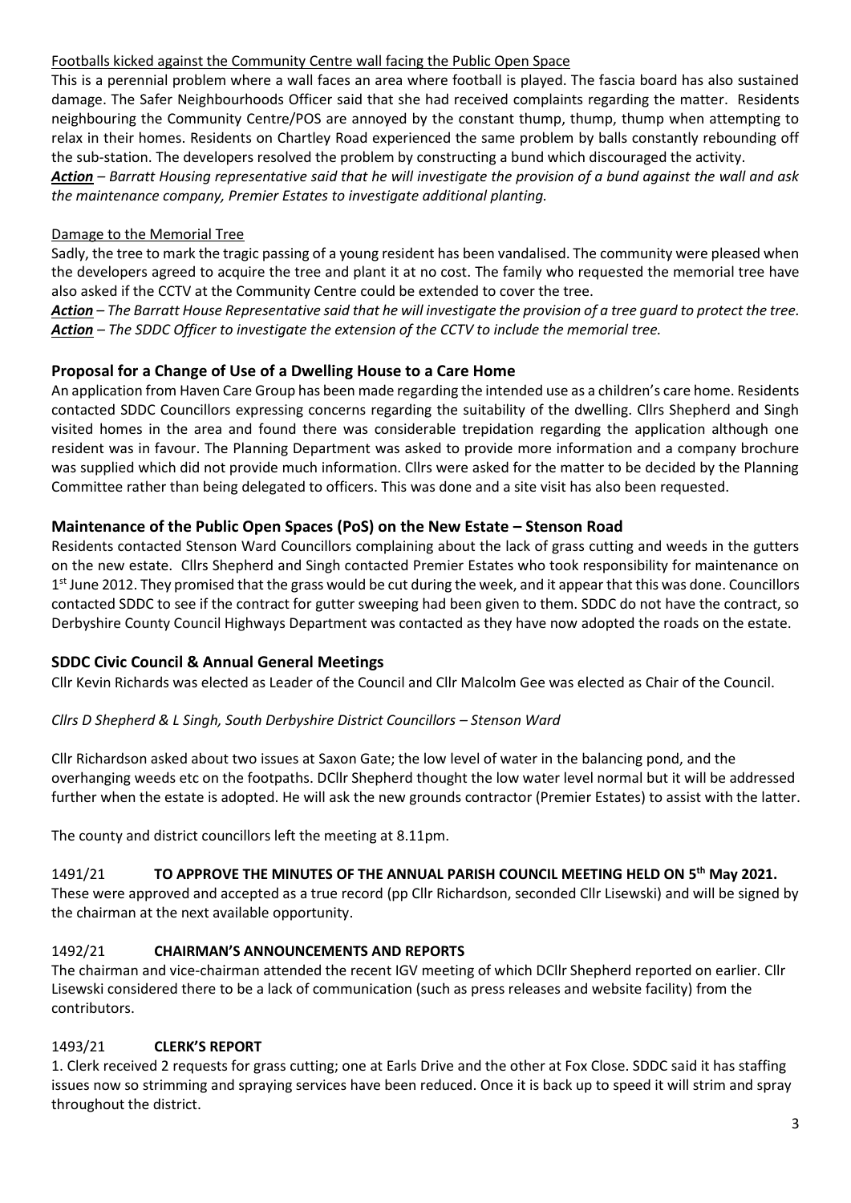Footballs kicked against the Community Centre wall facing the Public Open Space

This is a perennial problem where a wall faces an area where football is played. The fascia board has also sustained damage. The Safer Neighbourhoods Officer said that she had received complaints regarding the matter. Residents neighbouring the Community Centre/POS are annoyed by the constant thump, thump, thump when attempting to relax in their homes. Residents on Chartley Road experienced the same problem by balls constantly rebounding off the sub-station. The developers resolved the problem by constructing a bund which discouraged the activity.

***Action*** *– Barratt Housing representative said that he will investigate the provision of a bund against the wall and ask the maintenance company, Premier Estates to investigate additional planting.*

Damage to the Memorial Tree

Sadly, the tree to mark the tragic passing of a young resident has been vandalised. The community were pleased when the developers agreed to acquire the tree and plant it at no cost. The family who requested the memorial tree have also asked if the CCTV at the Community Centre could be extended to cover the tree.

***Action*** *– The Barratt House Representative said that he will investigate the provision of a tree guard to protect the tree.*
***Action*** *– The SDDC Officer to investigate the extension of the CCTV to include the memorial tree.*

## Proposal for a Change of Use of a Dwelling House to a Care Home

An application from Haven Care Group has been made regarding the intended use as a children's care home. Residents contacted SDDC Councillors expressing concerns regarding the suitability of the dwelling. Cllrs Shepherd and Singh visited homes in the area and found there was considerable trepidation regarding the application although one resident was in favour. The Planning Department was asked to provide more information and a company brochure was supplied which did not provide much information. Cllrs were asked for the matter to be decided by the Planning Committee rather than being delegated to officers. This was done and a site visit has also been requested.

## Maintenance of the Public Open Spaces (PoS) on the New Estate – Stenson Road

Residents contacted Stenson Ward Councillors complaining about the lack of grass cutting and weeds in the gutters on the new estate. Cllrs Shepherd and Singh contacted Premier Estates who took responsibility for maintenance on 1st June 2012. They promised that the grass would be cut during the week, and it appear that this was done. Councillors contacted SDDC to see if the contract for gutter sweeping had been given to them. SDDC do not have the contract, so Derbyshire County Council Highways Department was contacted as they have now adopted the roads on the estate.

## SDDC Civic Council & Annual General Meetings

Cllr Kevin Richards was elected as Leader of the Council and Cllr Malcolm Gee was elected as Chair of the Council.

*Cllrs D Shepherd & L Singh, South Derbyshire District Councillors – Stenson Ward*

Cllr Richardson asked about two issues at Saxon Gate; the low level of water in the balancing pond, and the overhanging weeds etc on the footpaths. DCllr Shepherd thought the low water level normal but it will be addressed further when the estate is adopted. He will ask the new grounds contractor (Premier Estates) to assist with the latter.

The county and district councillors left the meeting at 8.11pm.

### 1491/21 TO APPROVE THE MINUTES OF THE ANNUAL PARISH COUNCIL MEETING HELD ON 5th May 2021.

These were approved and accepted as a true record (pp Cllr Richardson, seconded Cllr Lisewski) and will be signed by the chairman at the next available opportunity.

### 1492/21 CHAIRMAN'S ANNOUNCEMENTS AND REPORTS

The chairman and vice-chairman attended the recent IGV meeting of which DCllr Shepherd reported on earlier. Cllr Lisewski considered there to be a lack of communication (such as press releases and website facility) from the contributors.

### 1493/21 CLERK'S REPORT

1. Clerk received 2 requests for grass cutting; one at Earls Drive and the other at Fox Close. SDDC said it has staffing issues now so strimming and spraying services have been reduced. Once it is back up to speed it will strim and spray throughout the district.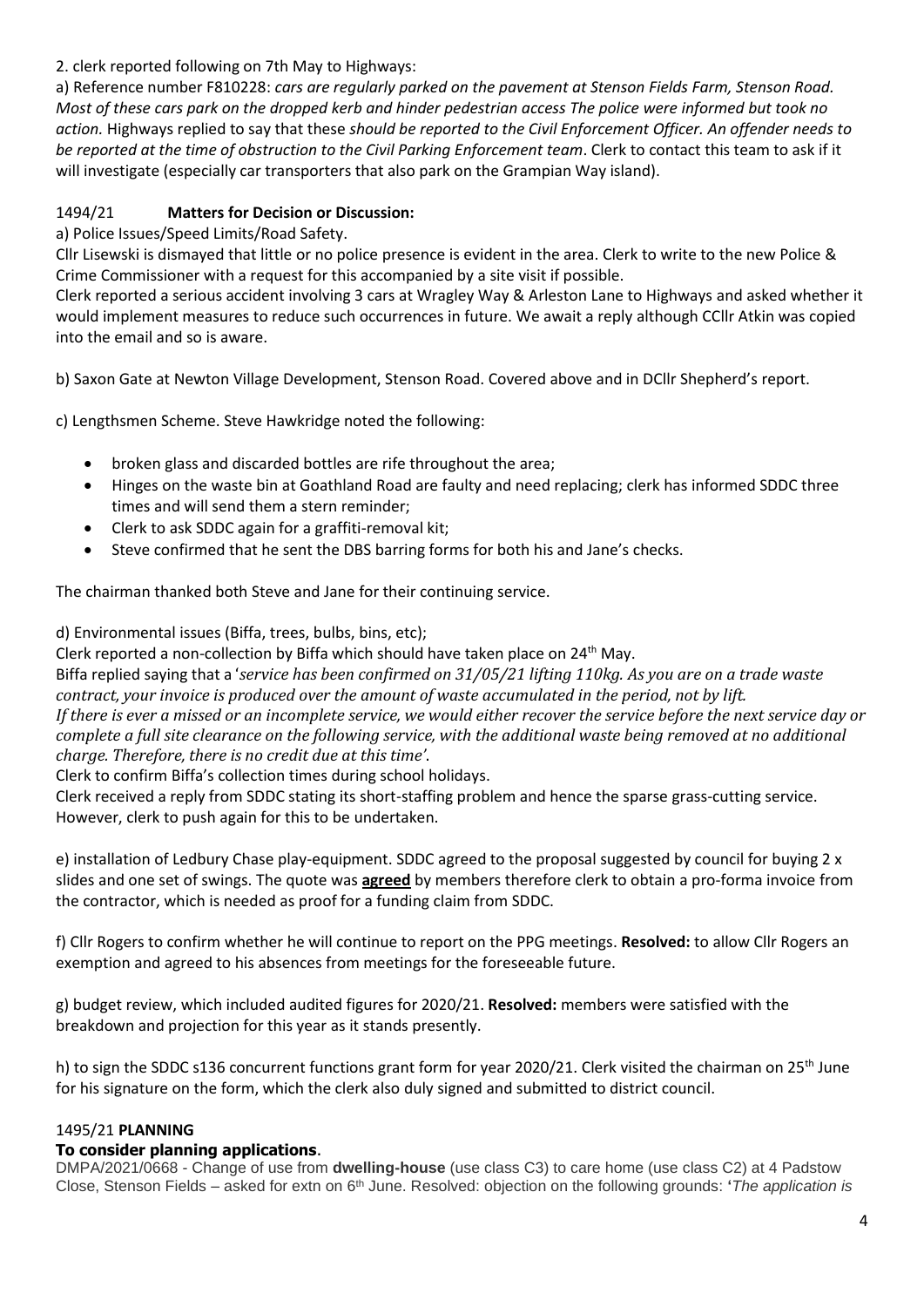2. clerk reported following on 7th May to Highways:

a) Reference number F810228: *cars are regularly parked on the pavement at Stenson Fields Farm, Stenson Road. Most of these cars park on the dropped kerb and hinder pedestrian access The police were informed but took no action.* Highways replied to say that these *should be reported to the Civil Enforcement Officer. An offender needs to be reported at the time of obstruction to the Civil Parking Enforcement team*. Clerk to contact this team to ask if it will investigate (especially car transporters that also park on the Grampian Way island).

### 1494/21 **Matters for Decision or Discussion:**

a) Police Issues/Speed Limits/Road Safety.

Cllr Lisewski is dismayed that little or no police presence is evident in the area. Clerk to write to the new Police & Crime Commissioner with a request for this accompanied by a site visit if possible.

Clerk reported a serious accident involving 3 cars at Wragley Way & Arleston Lane to Highways and asked whether it would implement measures to reduce such occurrences in future. We await a reply although CCllr Atkin was copied into the email and so is aware.

b) Saxon Gate at Newton Village Development, Stenson Road. Covered above and in DCllr Shepherd's report.

c) Lengthsmen Scheme. Steve Hawkridge noted the following:

- broken glass and discarded bottles are rife throughout the area;
- Hinges on the waste bin at Goathland Road are faulty and need replacing; clerk has informed SDDC three times and will send them a stern reminder;
- Clerk to ask SDDC again for a graffiti-removal kit;
- Steve confirmed that he sent the DBS barring forms for both his and Jane's checks.

The chairman thanked both Steve and Jane for their continuing service.

d) Environmental issues (Biffa, trees, bulbs, bins, etc);

Clerk reported a non-collection by Biffa which should have taken place on 24th May.

Biffa replied saying that a '*service has been confirmed on 31/05/21 lifting 110kg. As you are on a trade waste contract, your invoice is produced over the amount of waste accumulated in the period, not by lift. If there is ever a missed or an incomplete service, we would either recover the service before the next service day or complete a full site clearance on the following service, with the additional waste being removed at no additional charge. Therefore, there is no credit due at this time'*.

Clerk to confirm Biffa's collection times during school holidays.

Clerk received a reply from SDDC stating its short-staffing problem and hence the sparse grass-cutting service. However, clerk to push again for this to be undertaken.

e) installation of Ledbury Chase play-equipment. SDDC agreed to the proposal suggested by council for buying 2 x slides and one set of swings. The quote was **agreed** by members therefore clerk to obtain a pro-forma invoice from the contractor, which is needed as proof for a funding claim from SDDC.

f) Cllr Rogers to confirm whether he will continue to report on the PPG meetings. **Resolved:** to allow Cllr Rogers an exemption and agreed to his absences from meetings for the foreseeable future.

g) budget review, which included audited figures for 2020/21. **Resolved:** members were satisfied with the breakdown and projection for this year as it stands presently.

h) to sign the SDDC s136 concurrent functions grant form for year 2020/21. Clerk visited the chairman on 25th June for his signature on the form, which the clerk also duly signed and submitted to district council.

### 1495/21 **PLANNING**

**To consider planning applications**.

DMPA/2021/0668 - Change of use from **dwelling-house** (use class C3) to care home (use class C2) at 4 Padstow Close, Stenson Fields – asked for extn on 6th June. Resolved: objection on the following grounds: '*The application is*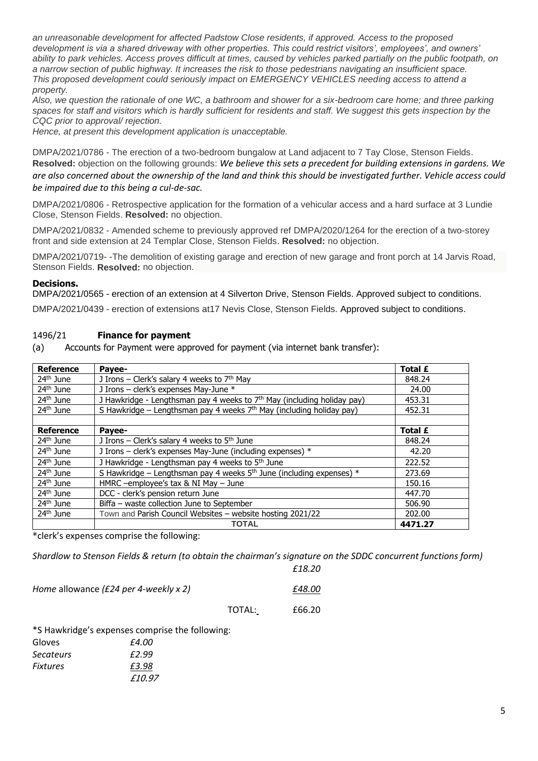*an unreasonable development for affected Padstow Close residents, if approved. Access to the proposed development is via a shared driveway with other properties. This could restrict visitors', employees', and owners' ability to park vehicles. Access proves difficult at times, caused by vehicles parked partially on the public footpath, on a narrow section of public highway. It increases the risk to those pedestrians navigating an insufficient space. This proposed development could seriously impact on EMERGENCY VEHICLES needing access to attend a property.*

*Also, we question the rationale of one WC, a bathroom and shower for a six-bedroom care home; and three parking spaces for staff and visitors which is hardly sufficient for residents and staff. We suggest this gets inspection by the CQC prior to approval/ rejection.*

*Hence, at present this development application is unacceptable.*

DMPA/2021/0786 - The erection of a two-bedroom bungalow at Land adjacent to 7 Tay Close, Stenson Fields. **Resolved:** objection on the following grounds: *We believe this sets a precedent for building extensions in gardens. We are also concerned about the ownership of the land and think this should be investigated further. Vehicle access could be impaired due to this being a cul-de-sac.*

DMPA/2021/0806 - Retrospective application for the formation of a vehicular access and a hard surface at 3 Lundie Close, Stenson Fields. **Resolved:** no objection.

DMPA/2021/0832 - Amended scheme to previously approved ref DMPA/2020/1264 for the erection of a two-storey front and side extension at 24 Templar Close, Stenson Fields. **Resolved:** no objection.

DMPA/2021/0719- -The demolition of existing garage and erection of new garage and front porch at 14 Jarvis Road, Stenson Fields. **Resolved:** no objection.

**Decisions.**

DMPA/2021/0565 - erection of an extension at 4 Silverton Drive, Stenson Fields. Approved subject to conditions.

DMPA/2021/0439 - erection of extensions at17 Nevis Close, Stenson Fields. Approved subject to conditions.

1496/21 **Finance for payment**

(a) Accounts for Payment were approved for payment (via internet bank transfer):

| Reference | Payee- | Total £ |
|---|---|---|
| 24th June | J Irons – Clerk's salary 4 weeks to 7th May | 848.24 |
| 24th June | J Irons – clerk's expenses May-June * | 24.00 |
| 24th June | J Hawkridge - Lengthsman pay 4 weeks to 7th May (including holiday pay) | 453.31 |
| 24th June | S Hawkridge – Lengthsman pay 4 weeks 7th May (including holiday pay) | 452.31 |
| | | |
| **Reference** | **Payee-** | **Total £** |
| 24th June | J Irons – Clerk's salary 4 weeks to 5th June | 848.24 |
| 24th June | J Irons – clerk's expenses May-June (including expenses) * | 42.20 |
| 24th June | J Hawkridge - Lengthsman pay 4 weeks to 5th June | 222.52 |
| 24th June | S Hawkridge – Lengthsman pay 4 weeks 5th June (including expenses) * | 273.69 |
| 24th June | HMRC –employee's tax & NI May – June | 150.16 |
| 24th June | DCC - clerk's pension return June | 447.70 |
| 24th June | Biffa – waste collection June to September | 506.90 |
| 24th June | Town and Parish Council Websites – website hosting 2021/22 | 202.00 |
| | **TOTAL** | **4471.27** |

*clerk's expenses comprise the following:

*Shardlow to Stenson Fields & return (to obtain the chairman's signature on the SDDC concurrent functions form)* *£18.20*

*Home* allowance *(£24 per 4-weekly x 2)* *£48.00*

TOTAL: £66.20

*S Hawkridge's expenses comprise the following:

Gloves *£4.00*
*Secateurs* *£2.99*
*Fixtures* *£3.98*
*£10.97*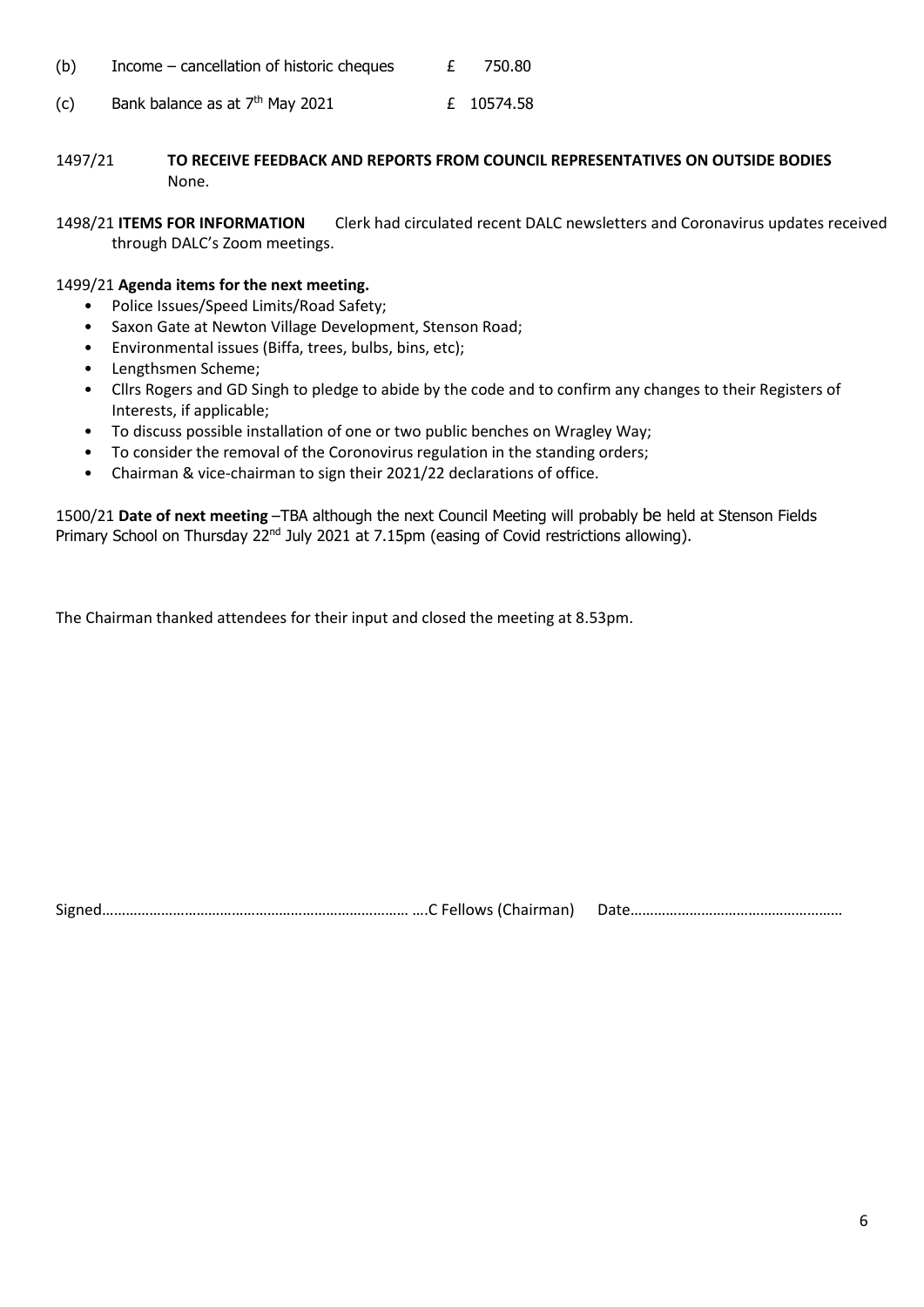(b) Income – cancellation of historic cheques £ 750.80

(c) Bank balance as at 7th May 2021 £ 10574.58

1497/21 **TO RECEIVE FEEDBACK AND REPORTS FROM COUNCIL REPRESENTATIVES ON OUTSIDE BODIES**
None.

1498/21 **ITEMS FOR INFORMATION** Clerk had circulated recent DALC newsletters and Coronavirus updates received through DALC's Zoom meetings.

1499/21 **Agenda items for the next meeting.**

- Police Issues/Speed Limits/Road Safety;
- Saxon Gate at Newton Village Development, Stenson Road;
- Environmental issues (Biffa, trees, bulbs, bins, etc);
- Lengthsmen Scheme;
- Cllrs Rogers and GD Singh to pledge to abide by the code and to confirm any changes to their Registers of Interests, if applicable;
- To discuss possible installation of one or two public benches on Wragley Way;
- To consider the removal of the Coronovirus regulation in the standing orders;
- Chairman & vice-chairman to sign their 2021/22 declarations of office.

1500/21 **Date of next meeting** –TBA although the next Council Meeting will probably be held at Stenson Fields Primary School on Thursday 22nd July 2021 at 7.15pm (easing of Covid restrictions allowing).

The Chairman thanked attendees for their input and closed the meeting at 8.53pm.

Signed………………………………………………………………… ….C Fellows (Chairman) Date………………………………………………